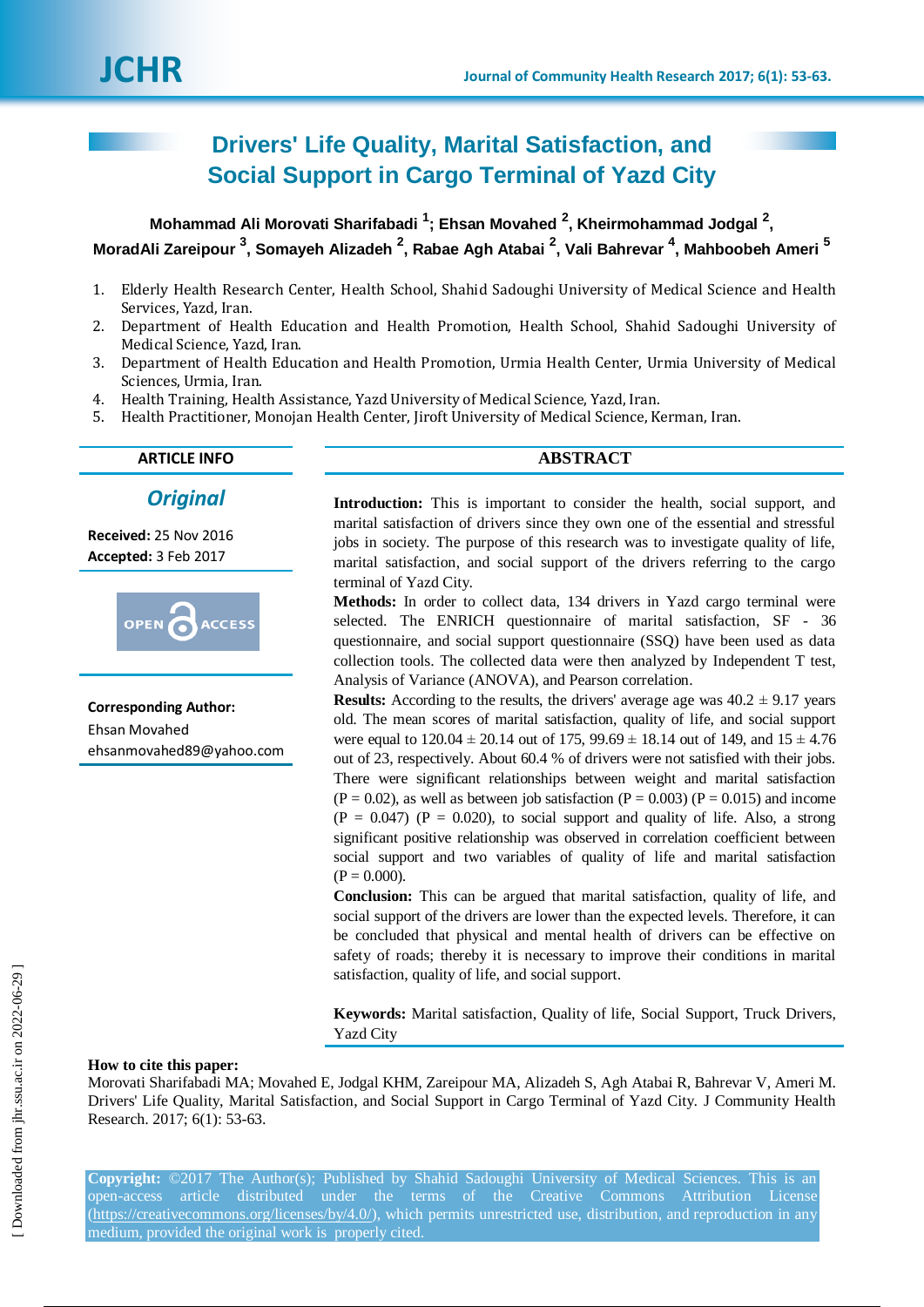# Drivers' Life Quality, Marital Satisfaction, and Social Support in Cargo Terminal of Yazd City

**Mohammad Ali Morovati Sharifabadi [1]; Ehsan Movahed [2], Kheirmohammad Jodgal [2], MoradAli Zareipour [3], Somayeh Alizadeh [2], Rabae Agh Atabai [2], Vali Bahrevar [4], Mahboobeh Ameri [5]**

1. Elderly Health Research Center, Health School, Shahid Sadoughi University of Medical Science and Health Services, Yazd, Iran.
2. Department of Health Education and Health Promotion, Health School, Shahid Sadoughi University of Medical Science, Yazd, Iran.
3. Department of Health Education and Health Promotion, Urmia Health Center, Urmia University of Medical Sciences, Urmia, Iran.
4. Health Training, Health Assistance, Yazd University of Medical Science, Yazd, Iran.
5. Health Practitioner, Monojan Health Center, Jiroft University of Medical Science, Kerman, Iran.

**ARTICLE INFO**

***Original***

**Received:** 25 Nov 2016
**Accepted:** 3 Feb 2017

OPEN ACCESS

**Corresponding Author:**
Ehsan Movahed
ehsanmovahed89@yahoo.com

## ABSTRACT

**Introduction:** This is important to consider the health, social support, and marital satisfaction of drivers since they own one of the essential and stressful jobs in society. The purpose of this research was to investigate quality of life, marital satisfaction, and social support of the drivers referring to the cargo terminal of Yazd City.

**Methods:** In order to collect data, 134 drivers in Yazd cargo terminal were selected. The ENRICH questionnaire of marital satisfaction, SF - 36 questionnaire, and social support questionnaire (SSQ) have been used as data collection tools. The collected data were then analyzed by Independent T test, Analysis of Variance (ANOVA), and Pearson correlation.

**Results:** According to the results, the drivers' average age was 40.2 ± 9.17 years old. The mean scores of marital satisfaction, quality of life, and social support were equal to 120.04 ± 20.14 out of 175, 99.69 ± 18.14 out of 149, and 15 ± 4.76 out of 23, respectively. About 60.4 % of drivers were not satisfied with their jobs. There were significant relationships between weight and marital satisfaction (P = 0.02), as well as between job satisfaction (P = 0.003) (P = 0.015) and income (P = 0.047) (P = 0.020), to social support and quality of life. Also, a strong significant positive relationship was observed in correlation coefficient between social support and two variables of quality of life and marital satisfaction (P = 0.000).

**Conclusion:** This can be argued that marital satisfaction, quality of life, and social support of the drivers are lower than the expected levels. Therefore, it can be concluded that physical and mental health of drivers can be effective on safety of roads; thereby it is necessary to improve their conditions in marital satisfaction, quality of life, and social support.

**Keywords:** Marital satisfaction, Quality of life, Social Support, Truck Drivers, Yazd City

**How to cite this paper:**
Morovati Sharifabadi MA; Movahed E, Jodgal KHM, Zareipour MA, Alizadeh S, Agh Atabai R, Bahrevar V, Ameri M. Drivers' Life Quality, Marital Satisfaction, and Social Support in Cargo Terminal of Yazd City. J Community Health Research. 2017; 6(1): 53-63.

**Copyright:** ©2017 The Author(s); Published by Shahid Sadoughi University of Medical Sciences. This is an open-access article distributed under the terms of the Creative Commons Attribution License (https://creativecommons.org/licenses/by/4.0/), which permits unrestricted use, distribution, and reproduction in any medium, provided the original work is properly cited.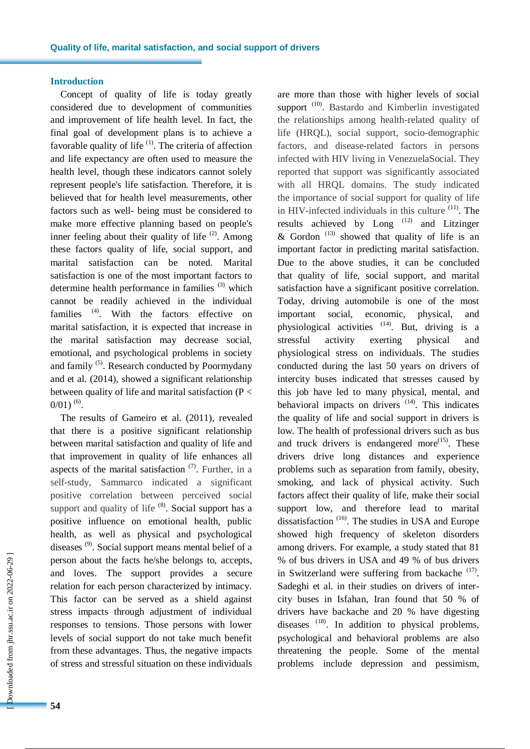## Introduction

Concept of quality of life is today greatly considered due to development of communities and improvement of life health level. In fact, the final goal of development plans is to achieve a favorable quality of life [(1)]. The criteria of affection and life expectancy are often used to measure the health level, though these indicators cannot solely represent people's life satisfaction. Therefore, it is believed that for health level measurements, other factors such as well- being must be considered to make more effective planning based on people's inner feeling about their quality of life [(2)]. Among these factors quality of life, social support, and marital satisfaction can be noted. Marital satisfaction is one of the most important factors to determine health performance in families [(3)] which cannot be readily achieved in the individual families [(4)]. With the factors effective on marital satisfaction, it is expected that increase in the marital satisfaction may decrease social, emotional, and psychological problems in society and family [(5)]. Research conducted by Poormydany and et al. (2014), showed a significant relationship between quality of life and marital satisfaction (P < 0/01) [(6)].

The results of Gameiro et al. (2011), revealed that there is a positive significant relationship between marital satisfaction and quality of life and that improvement in quality of life enhances all aspects of the marital satisfaction [(7)]. Further, in a self-study, Sammarco indicated a significant positive correlation between perceived social support and quality of life [(8)]. Social support has a positive influence on emotional health, public health, as well as physical and psychological diseases [(9)]. Social support means mental belief of a person about the facts he/she belongs to, accepts, and loves. The support provides a secure relation for each person characterized by intimacy. This factor can be served as a shield against stress impacts through adjustment of individual responses to tensions. Those persons with lower levels of social support do not take much benefit from these advantages. Thus, the negative impacts of stress and stressful situation on these individuals are more than those with higher levels of social support [(10)]. Bastardo and Kimberlin investigated the relationships among health-related quality of life (HRQL), social support, socio-demographic factors, and disease-related factors in persons infected with HIV living in VenezuelaSocial. They reported that support was significantly associated with all HRQL domains. The study indicated the importance of social support for quality of life in HIV-infected individuals in this culture [(11)]. The results achieved by Long [(12)] and Litzinger & Gordon [(13)] showed that quality of life is an important factor in predicting marital satisfaction. Due to the above studies, it can be concluded that quality of life, social support, and marital satisfaction have a significant positive correlation. Today, driving automobile is one of the most important social, economic, physical, and physiological activities [(14)]. But, driving is a stressful activity exerting physical and physiological stress on individuals. The studies conducted during the last 50 years on drivers of intercity buses indicated that stresses caused by this job have led to many physical, mental, and behavioral impacts on drivers [(14)]. This indicates the quality of life and social support in drivers is low. The health of professional drivers such as bus and truck drivers is endangered more[(15)]. These drivers drive long distances and experience problems such as separation from family, obesity, smoking, and lack of physical activity. Such factors affect their quality of life, make their social support low, and therefore lead to marital dissatisfaction [(16)]. The studies in USA and Europe showed high frequency of skeleton disorders among drivers. For example, a study stated that 81 % of bus drivers in USA and 49 % of bus drivers in Switzerland were suffering from backache [(17)]. Sadeghi et al. in their studies on drivers of inter-city buses in Isfahan, Iran found that 50 % of drivers have backache and 20 % have digesting diseases [(18)]. In addition to physical problems, psychological and behavioral problems are also threatening the people. Some of the mental problems include depression and pessimism,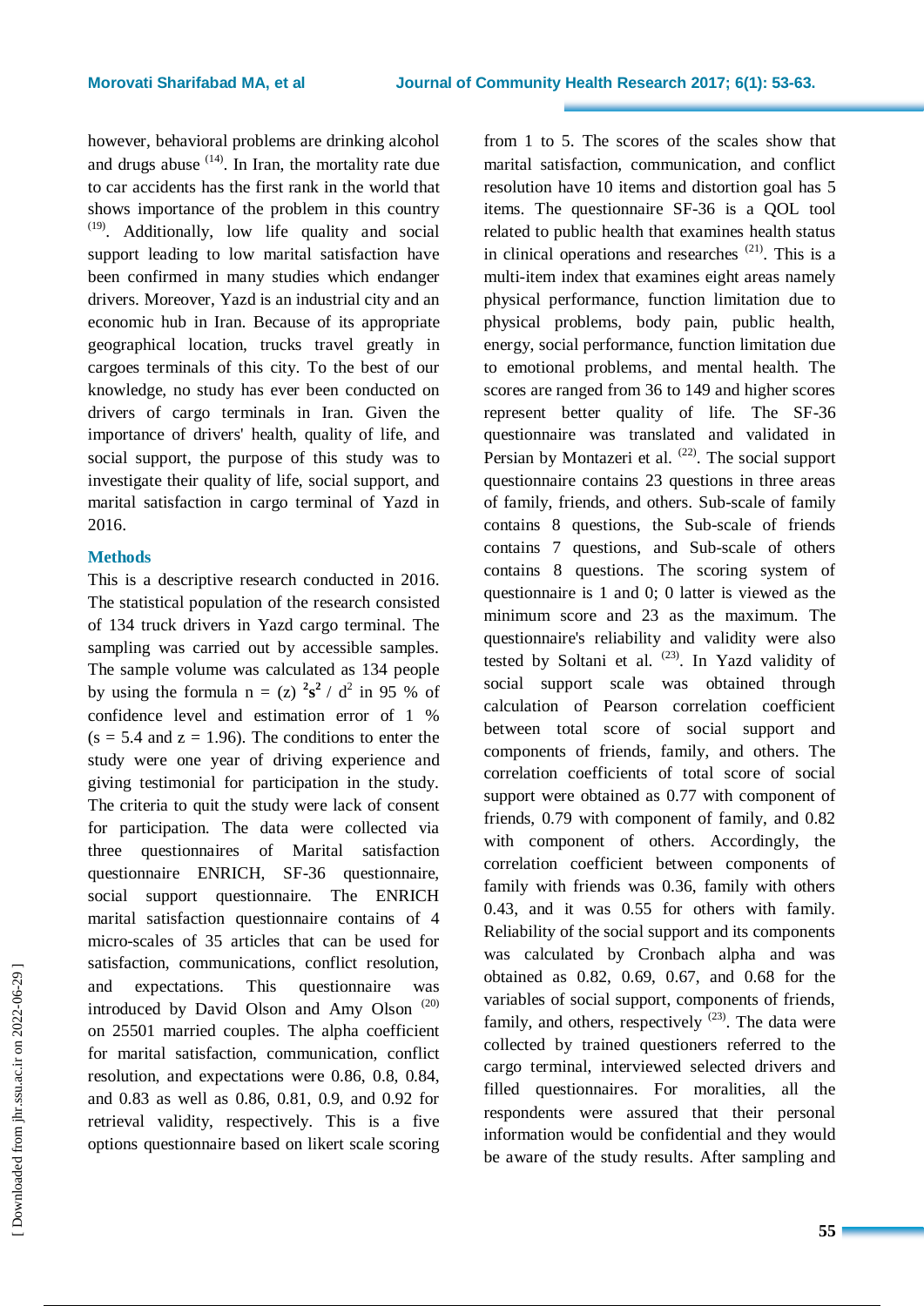however, behavioral problems are drinking alcohol and drugs abuse [14]. In Iran, the mortality rate due to car accidents has the first rank in the world that shows importance of the problem in this country [19]. Additionally, low life quality and social support leading to low marital satisfaction have been confirmed in many studies which endanger drivers. Moreover, Yazd is an industrial city and an economic hub in Iran. Because of its appropriate geographical location, trucks travel greatly in cargoes terminals of this city. To the best of our knowledge, no study has ever been conducted on drivers of cargo terminals in Iran. Given the importance of drivers' health, quality of life, and social support, the purpose of this study was to investigate their quality of life, social support, and marital satisfaction in cargo terminal of Yazd in 2016.

## Methods

This is a descriptive research conducted in 2016. The statistical population of the research consisted of 134 truck drivers in Yazd cargo terminal. The sampling was carried out by accessible samples. The sample volume was calculated as 134 people by using the formula $n = (z)^2 s^2 / d^2$ in 95 % of confidence level and estimation error of 1 % ($s = 5.4$ and $z = 1.96$). The conditions to enter the study were one year of driving experience and giving testimonial for participation in the study. The criteria to quit the study were lack of consent for participation. The data were collected via three questionnaires of Marital satisfaction questionnaire ENRICH, SF-36 questionnaire, social support questionnaire. The ENRICH marital satisfaction questionnaire contains of 4 micro-scales of 35 articles that can be used for satisfaction, communications, conflict resolution, and expectations. This questionnaire was introduced by David Olson and Amy Olson [20] on 25501 married couples. The alpha coefficient for marital satisfaction, communication, conflict resolution, and expectations were 0.86, 0.8, 0.84, and 0.83 as well as 0.86, 0.81, 0.9, and 0.92 for retrieval validity, respectively. This is a five options questionnaire based on likert scale scoring from 1 to 5. The scores of the scales show that marital satisfaction, communication, and conflict resolution have 10 items and distortion goal has 5 items. The questionnaire SF-36 is a QOL tool related to public health that examines health status in clinical operations and researches [21]. This is a multi-item index that examines eight areas namely physical performance, function limitation due to physical problems, body pain, public health, energy, social performance, function limitation due to emotional problems, and mental health. The scores are ranged from 36 to 149 and higher scores represent better quality of life. The SF-36 questionnaire was translated and validated in Persian by Montazeri et al. [22]. The social support questionnaire contains 23 questions in three areas of family, friends, and others. Sub-scale of family contains 8 questions, the Sub-scale of friends contains 7 questions, and Sub-scale of others contains 8 questions. The scoring system of questionnaire is 1 and 0; 0 latter is viewed as the minimum score and 23 as the maximum. The questionnaire's reliability and validity were also tested by Soltani et al. [23]. In Yazd validity of social support scale was obtained through calculation of Pearson correlation coefficient between total score of social support and components of friends, family, and others. The correlation coefficients of total score of social support were obtained as 0.77 with component of friends, 0.79 with component of family, and 0.82 with component of others. Accordingly, the correlation coefficient between components of family with friends was 0.36, family with others 0.43, and it was 0.55 for others with family. Reliability of the social support and its components was calculated by Cronbach alpha and was obtained as 0.82, 0.69, 0.67, and 0.68 for the variables of social support, components of friends, family, and others, respectively [23]. The data were collected by trained questioners referred to the cargo terminal, interviewed selected drivers and filled questionnaires. For moralities, all the respondents were assured that their personal information would be confidential and they would be aware of the study results. After sampling and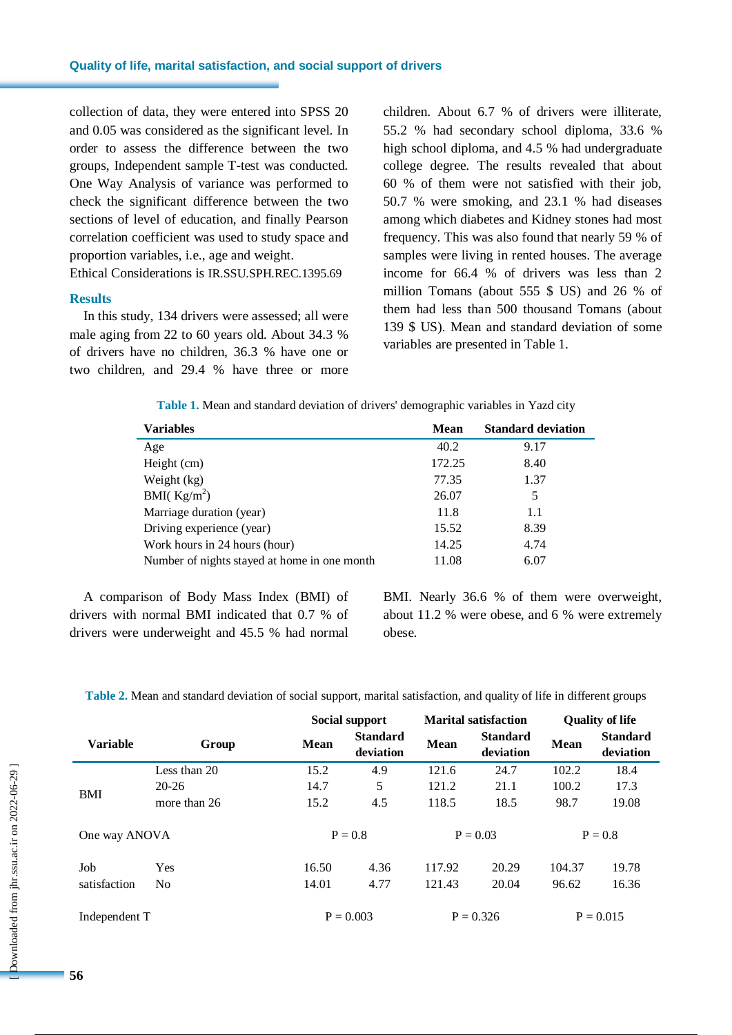collection of data, they were entered into SPSS 20 and 0.05 was considered as the significant level. In order to assess the difference between the two groups, Independent sample T-test was conducted. One Way Analysis of variance was performed to check the significant difference between the two sections of level of education, and finally Pearson correlation coefficient was used to study space and proportion variables, i.e., age and weight.

Ethical Considerations is IR.SSU.SPH.REC.1395.69

## Results

In this study, 134 drivers were assessed; all were male aging from 22 to 60 years old. About 34.3 % of drivers have no children, 36.3 % have one or two children, and 29.4 % have three or more children. About 6.7 % of drivers were illiterate, 55.2 % had secondary school diploma, 33.6 % high school diploma, and 4.5 % had undergraduate college degree. The results revealed that about 60 % of them were not satisfied with their job, 50.7 % were smoking, and 23.1 % had diseases among which diabetes and Kidney stones had most frequency. This was also found that nearly 59 % of samples were living in rented houses. The average income for 66.4 % of drivers was less than 2 million Tomans (about 555 $ US) and 26 % of them had less than 500 thousand Tomans (about 139 $ US). Mean and standard deviation of some variables are presented in Table 1.

**Table 1.** Mean and standard deviation of drivers' demographic variables in Yazd city

| Variables | Mean | Standard deviation |
|---|---|---|
| Age | 40.2 | 9.17 |
| Height (cm) | 172.25 | 8.40 |
| Weight (kg) | 77.35 | 1.37 |
| BMI( $Kg/m^2$) | 26.07 | 5 |
| Marriage duration (year) | 11.8 | 1.1 |
| Driving experience (year) | 15.52 | 8.39 |
| Work hours in 24 hours (hour) | 14.25 | 4.74 |
| Number of nights stayed at home in one month | 11.08 | 6.07 |

A comparison of Body Mass Index (BMI) of drivers with normal BMI indicated that 0.7 % of drivers were underweight and 45.5 % had normal BMI. Nearly 36.6 % of them were overweight, about 11.2 % were obese, and 6 % were extremely obese.

**Table 2.** Mean and standard deviation of social support, marital satisfaction, and quality of life in different groups

| Variable | Group | Social support | | Marital satisfaction | | Quality of life | |
|---|---|---|---|---|---|---|---|
| | | Mean | Standard deviation | Mean | Standard deviation | Mean | Standard deviation |
| BMI | Less than 20 | 15.2 | 4.9 | 121.6 | 24.7 | 102.2 | 18.4 |
| | 20-26 | 14.7 | 5 | 121.2 | 21.1 | 100.2 | 17.3 |
| | more than 26 | 15.2 | 4.5 | 118.5 | 18.5 | 98.7 | 19.08 |
| One way ANOVA | | P = 0.8 | | P = 0.03 | | P = 0.8 | |
| Job satisfaction | Yes | 16.50 | 4.36 | 117.92 | 20.29 | 104.37 | 19.78 |
| | No | 14.01 | 4.77 | 121.43 | 20.04 | 96.62 | 16.36 |
| Independent T | | P = 0.003 | | P = 0.326 | | P = 0.015 | |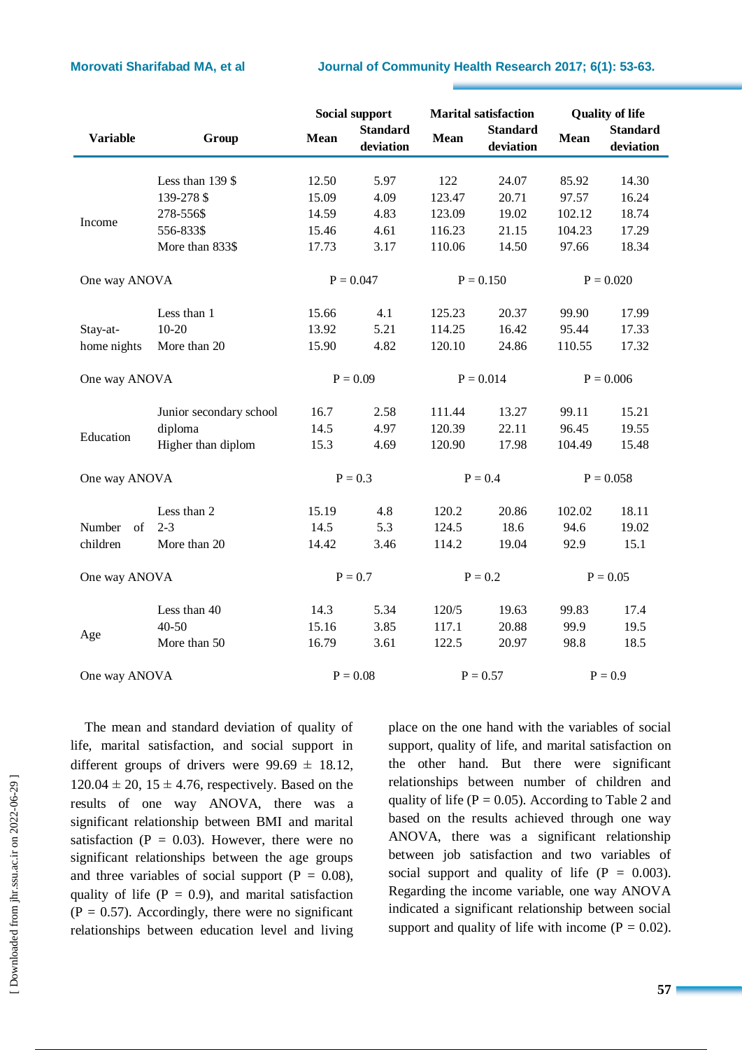| Variable | Group | Social support | | Marital satisfaction | | Quality of life | |
|---|---|---|---|---|---|---|---|
| | | Mean | Standard deviation | Mean | Standard deviation | Mean | Standard deviation |
| Income | Less than 139 $ | 12.50 | 5.97 | 122 | 24.07 | 85.92 | 14.30 |
| | 139-278 $ | 15.09 | 4.09 | 123.47 | 20.71 | 97.57 | 16.24 |
| | 278-556$ | 14.59 | 4.83 | 123.09 | 19.02 | 102.12 | 18.74 |
| | 556-833$ | 15.46 | 4.61 | 116.23 | 21.15 | 104.23 | 17.29 |
| | More than 833$ | 17.73 | 3.17 | 110.06 | 14.50 | 97.66 | 18.34 |
| One way ANOVA | | P = 0.047 | | P = 0.150 | | P = 0.020 | |
| Stay-at-home nights | Less than 1 | 15.66 | 4.1 | 125.23 | 20.37 | 99.90 | 17.99 |
| | 10-20 | 13.92 | 5.21 | 114.25 | 16.42 | 95.44 | 17.33 |
| | More than 20 | 15.90 | 4.82 | 120.10 | 24.86 | 110.55 | 17.32 |
| One way ANOVA | | P = 0.09 | | P = 0.014 | | P = 0.006 | |
| Education | Junior secondary school | 16.7 | 2.58 | 111.44 | 13.27 | 99.11 | 15.21 |
| | diploma | 14.5 | 4.97 | 120.39 | 22.11 | 96.45 | 19.55 |
| | Higher than diplom | 15.3 | 4.69 | 120.90 | 17.98 | 104.49 | 15.48 |
| One way ANOVA | | P = 0.3 | | P = 0.4 | | P = 0.058 | |
| Number of children | Less than 2 | 15.19 | 4.8 | 120.2 | 20.86 | 102.02 | 18.11 |
| | 2-3 | 14.5 | 5.3 | 124.5 | 18.6 | 94.6 | 19.02 |
| | More than 20 | 14.42 | 3.46 | 114.2 | 19.04 | 92.9 | 15.1 |
| One way ANOVA | | P = 0.7 | | P = 0.2 | | P = 0.05 | |
| Age | Less than 40 | 14.3 | 5.34 | 120/5 | 19.63 | 99.83 | 17.4 |
| | 40-50 | 15.16 | 3.85 | 117.1 | 20.88 | 99.9 | 19.5 |
| | More than 50 | 16.79 | 3.61 | 122.5 | 20.97 | 98.8 | 18.5 |
| One way ANOVA | | P = 0.08 | | P = 0.57 | | P = 0.9 | |

The mean and standard deviation of quality of life, marital satisfaction, and social support in different groups of drivers were 99.69 ± 18.12, 120.04 ± 20, 15 ± 4.76, respectively. Based on the results of one way ANOVA, there was a significant relationship between BMI and marital satisfaction (P = 0.03). However, there were no significant relationships between the age groups and three variables of social support (P = 0.08), quality of life (P = 0.9), and marital satisfaction (P = 0.57). Accordingly, there were no significant relationships between education level and living place on the one hand with the variables of social support, quality of life, and marital satisfaction on the other hand. But there were significant relationships between number of children and quality of life (P = 0.05). According to Table 2 and based on the results achieved through one way ANOVA, there was a significant relationship between job satisfaction and two variables of social support and quality of life (P = 0.003). Regarding the income variable, one way ANOVA indicated a significant relationship between social support and quality of life with income (P = 0.02).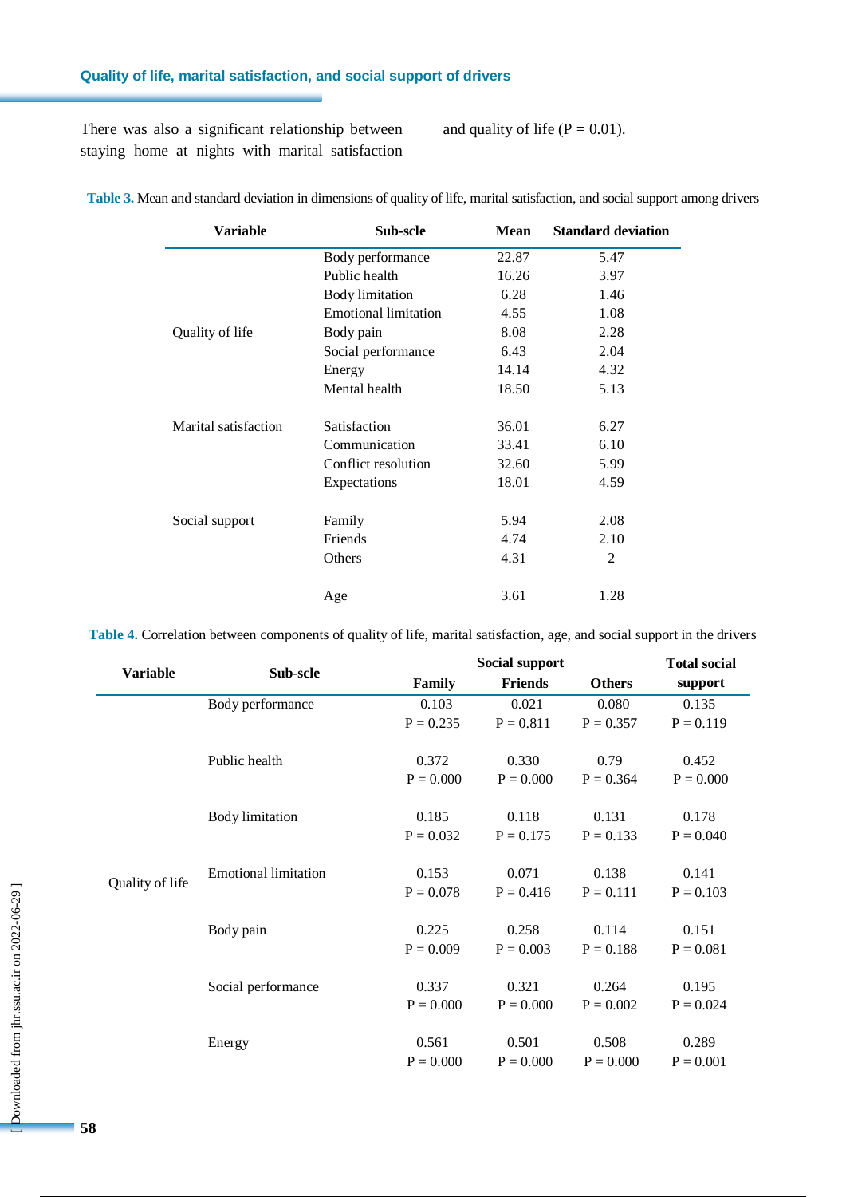There was also a significant relationship between staying home at nights with marital satisfaction and quality of life (P = 0.01).

**Table 3.** Mean and standard deviation in dimensions of quality of life, marital satisfaction, and social support among drivers

| Variable | Sub-scle | Mean | Standard deviation |
|---|---|---|---|
| Quality of life | Body performance | 22.87 | 5.47 |
| | Public health | 16.26 | 3.97 |
| | Body limitation | 6.28 | 1.46 |
| | Emotional limitation | 4.55 | 1.08 |
| | Body pain | 8.08 | 2.28 |
| | Social performance | 6.43 | 2.04 |
| | Energy | 14.14 | 4.32 |
| | Mental health | 18.50 | 5.13 |
| Marital satisfaction | Satisfaction | 36.01 | 6.27 |
| | Communication | 33.41 | 6.10 |
| | Conflict resolution | 32.60 | 5.99 |
| | Expectations | 18.01 | 4.59 |
| Social support | Family | 5.94 | 2.08 |
| | Friends | 4.74 | 2.10 |
| | Others | 4.31 | 2 |
| | Age | 3.61 | 1.28 |

**Table 4.** Correlation between components of quality of life, marital satisfaction, age, and social support in the drivers

| Variable | Sub-scle | Social support | | | Total social support |
|---|---|---|---|---|---|
| | | Family | Friends | Others | |
| Quality of life | Body performance | 0.103<br>P = 0.235 | 0.021<br>P = 0.811 | 0.080<br>P = 0.357 | 0.135<br>P = 0.119 |
| | Public health | 0.372<br>P = 0.000 | 0.330<br>P = 0.000 | 0.79<br>P = 0.364 | 0.452<br>P = 0.000 |
| | Body limitation | 0.185<br>P = 0.032 | 0.118<br>P = 0.175 | 0.131<br>P = 0.133 | 0.178<br>P = 0.040 |
| | Emotional limitation | 0.153<br>P = 0.078 | 0.071<br>P = 0.416 | 0.138<br>P = 0.111 | 0.141<br>P = 0.103 |
| | Body pain | 0.225<br>P = 0.009 | 0.258<br>P = 0.003 | 0.114<br>P = 0.188 | 0.151<br>P = 0.081 |
| | Social performance | 0.337<br>P = 0.000 | 0.321<br>P = 0.000 | 0.264<br>P = 0.002 | 0.195<br>P = 0.024 |
| | Energy | 0.561<br>P = 0.000 | 0.501<br>P = 0.000 | 0.508<br>P = 0.000 | 0.289<br>P = 0.001 |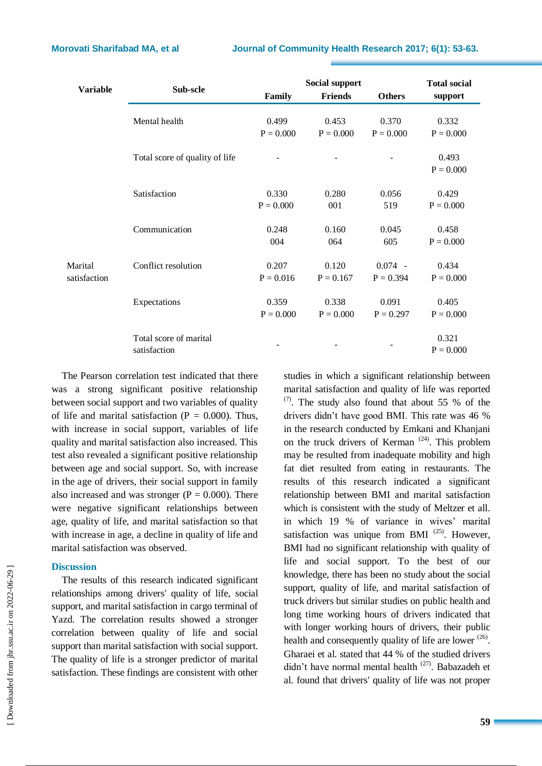| Variable | Sub-scle | Social support | | | Total social support |
|---|---|---|---|---|---|
| | | Family | Friends | Others | |
| | Mental health | 0.499 P = 0.000 | 0.453 P = 0.000 | 0.370 P = 0.000 | 0.332 P = 0.000 |
| | Total score of quality of life | - | - | - | 0.493 P = 0.000 |
| | Satisfaction | 0.330 P = 0.000 | 0.280 001 | 0.056 519 | 0.429 P = 0.000 |
| | Communication | 0.248 004 | 0.160 064 | 0.045 605 | 0.458 P = 0.000 |
| Marital satisfaction | Conflict resolution | 0.207 P = 0.016 | 0.120 P = 0.167 | 0.074 - P = 0.394 | 0.434 P = 0.000 |
| | Expectations | 0.359 P = 0.000 | 0.338 P = 0.000 | 0.091 P = 0.297 | 0.405 P = 0.000 |
| | Total score of marital satisfaction | - | - | - | 0.321 P = 0.000 |

The Pearson correlation test indicated that there was a strong significant positive relationship between social support and two variables of quality of life and marital satisfaction (P = 0.000). Thus, with increase in social support, variables of life quality and marital satisfaction also increased. This test also revealed a significant positive relationship between age and social support. So, with increase in the age of drivers, their social support in family also increased and was stronger (P = 0.000). There were negative significant relationships between age, quality of life, and marital satisfaction so that with increase in age, a decline in quality of life and marital satisfaction was observed.

## Discussion

The results of this research indicated significant relationships among drivers' quality of life, social support, and marital satisfaction in cargo terminal of Yazd. The correlation results showed a stronger correlation between quality of life and social support than marital satisfaction with social support. The quality of life is a stronger predictor of marital satisfaction. These findings are consistent with other studies in which a significant relationship between marital satisfaction and quality of life was reported [7]. The study also found that about 55 % of the drivers didn't have good BMI. This rate was 46 % in the research conducted by Emkani and Khanjani on the truck drivers of Kerman [24]. This problem may be resulted from inadequate mobility and high fat diet resulted from eating in restaurants. The results of this research indicated a significant relationship between BMI and marital satisfaction which is consistent with the study of Meltzer et all. in which 19 % of variance in wives' marital satisfaction was unique from BMI [25]. However, BMI had no significant relationship with quality of life and social support. To the best of our knowledge, there has been no study about the social support, quality of life, and marital satisfaction of truck drivers but similar studies on public health and long time working hours of drivers indicated that with longer working hours of drivers, their public health and consequently quality of life are lower [26]. Gharaei et al. stated that 44 % of the studied drivers didn't have normal mental health [27]. Babazadeh et al. found that drivers' quality of life was not proper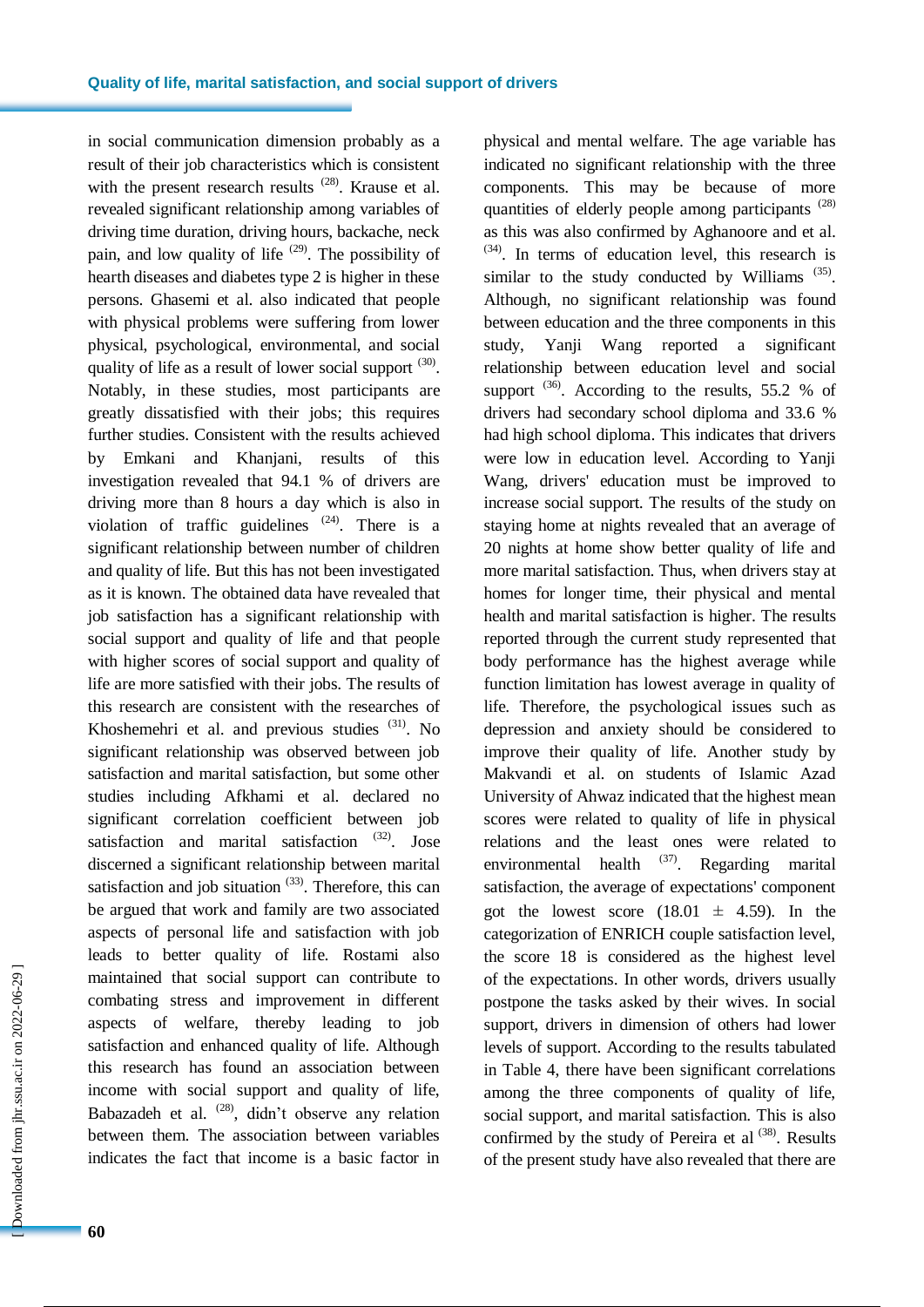in social communication dimension probably as a result of their job characteristics which is consistent with the present research results [28]. Krause et al. revealed significant relationship among variables of driving time duration, driving hours, backache, neck pain, and low quality of life [29]. The possibility of hearth diseases and diabetes type 2 is higher in these persons. Ghasemi et al. also indicated that people with physical problems were suffering from lower physical, psychological, environmental, and social quality of life as a result of lower social support [30]. Notably, in these studies, most participants are greatly dissatisfied with their jobs; this requires further studies. Consistent with the results achieved by Emkani and Khanjani, results of this investigation revealed that 94.1 % of drivers are driving more than 8 hours a day which is also in violation of traffic guidelines [24]. There is a significant relationship between number of children and quality of life. But this has not been investigated as it is known. The obtained data have revealed that job satisfaction has a significant relationship with social support and quality of life and that people with higher scores of social support and quality of life are more satisfied with their jobs. The results of this research are consistent with the researches of Khoshemehri et al. and previous studies [31]. No significant relationship was observed between job satisfaction and marital satisfaction, but some other studies including Afkhami et al. declared no significant correlation coefficient between job satisfaction and marital satisfaction [32]. Jose discerned a significant relationship between marital satisfaction and job situation [33]. Therefore, this can be argued that work and family are two associated aspects of personal life and satisfaction with job leads to better quality of life. Rostami also maintained that social support can contribute to combating stress and improvement in different aspects of welfare, thereby leading to job satisfaction and enhanced quality of life. Although this research has found an association between income with social support and quality of life, Babazadeh et al. [28], didn't observe any relation between them. The association between variables indicates the fact that income is a basic factor in physical and mental welfare. The age variable has indicated no significant relationship with the three components. This may be because of more quantities of elderly people among participants [28] as this was also confirmed by Aghanoore and et al. [34]. In terms of education level, this research is similar to the study conducted by Williams [35]. Although, no significant relationship was found between education and the three components in this study, Yanji Wang reported a significant relationship between education level and social support [36]. According to the results, 55.2 % of drivers had secondary school diploma and 33.6 % had high school diploma. This indicates that drivers were low in education level. According to Yanji Wang, drivers' education must be improved to increase social support. The results of the study on staying home at nights revealed that an average of 20 nights at home show better quality of life and more marital satisfaction. Thus, when drivers stay at homes for longer time, their physical and mental health and marital satisfaction is higher. The results reported through the current study represented that body performance has the highest average while function limitation has lowest average in quality of life. Therefore, the psychological issues such as depression and anxiety should be considered to improve their quality of life. Another study by Makvandi et al. on students of Islamic Azad University of Ahwaz indicated that the highest mean scores were related to quality of life in physical relations and the least ones were related to environmental health [37]. Regarding marital satisfaction, the average of expectations' component got the lowest score (18.01 ± 4.59). In the categorization of ENRICH couple satisfaction level, the score 18 is considered as the highest level of the expectations. In other words, drivers usually postpone the tasks asked by their wives. In social support, drivers in dimension of others had lower levels of support. According to the results tabulated in Table 4, there have been significant correlations among the three components of quality of life, social support, and marital satisfaction. This is also confirmed by the study of Pereira et al [38]. Results of the present study have also revealed that there are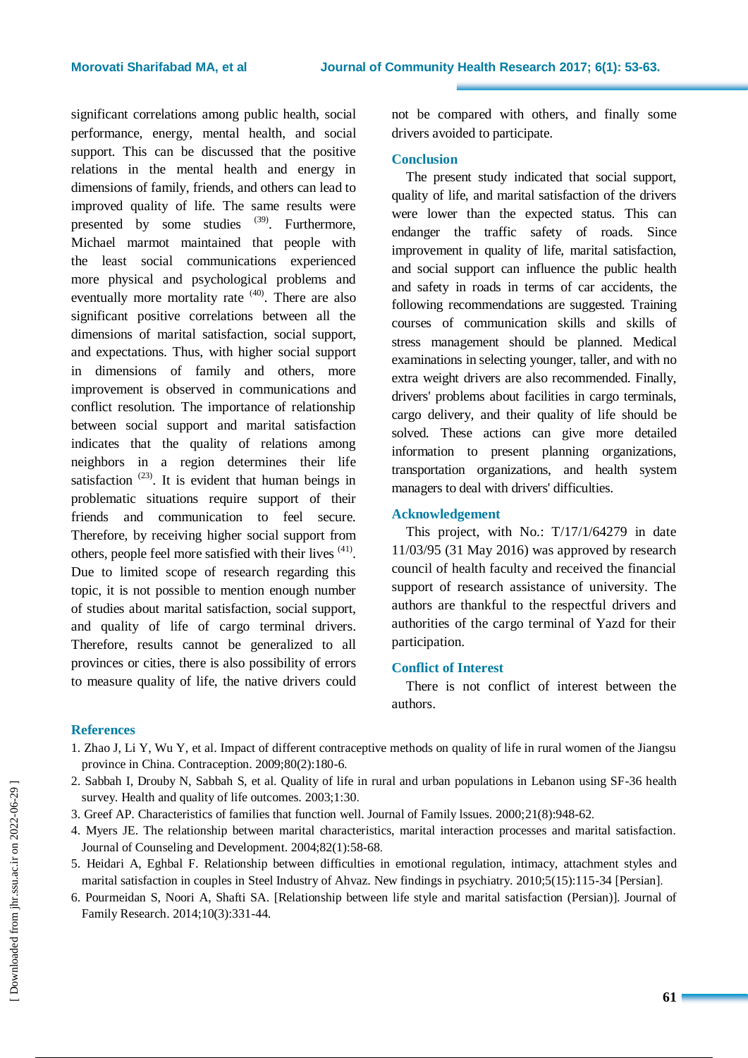significant correlations among public health, social performance, energy, mental health, and social support. This can be discussed that the positive relations in the mental health and energy in dimensions of family, friends, and others can lead to improved quality of life. The same results were presented by some studies [39]. Furthermore, Michael marmot maintained that people with the least social communications experienced more physical and psychological problems and eventually more mortality rate [40]. There are also significant positive correlations between all the dimensions of marital satisfaction, social support, and expectations. Thus, with higher social support in dimensions of family and others, more improvement is observed in communications and conflict resolution. The importance of relationship between social support and marital satisfaction indicates that the quality of relations among neighbors in a region determines their life satisfaction [23]. It is evident that human beings in problematic situations require support of their friends and communication to feel secure. Therefore, by receiving higher social support from others, people feel more satisfied with their lives [41]. Due to limited scope of research regarding this topic, it is not possible to mention enough number of studies about marital satisfaction, social support, and quality of life of cargo terminal drivers. Therefore, results cannot be generalized to all provinces or cities, there is also possibility of errors to measure quality of life, the native drivers could not be compared with others, and finally some drivers avoided to participate.

## Conclusion

The present study indicated that social support, quality of life, and marital satisfaction of the drivers were lower than the expected status. This can endanger the traffic safety of roads. Since improvement in quality of life, marital satisfaction, and social support can influence the public health and safety in roads in terms of car accidents, the following recommendations are suggested. Training courses of communication skills and skills of stress management should be planned. Medical examinations in selecting younger, taller, and with no extra weight drivers are also recommended. Finally, drivers' problems about facilities in cargo terminals, cargo delivery, and their quality of life should be solved. These actions can give more detailed information to present planning organizations, transportation organizations, and health system managers to deal with drivers' difficulties.

## Acknowledgement

This project, with No.: T/17/1/64279 in date 11/03/95 (31 May 2016) was approved by research council of health faculty and received the financial support of research assistance of university. The authors are thankful to the respectful drivers and authorities of the cargo terminal of Yazd for their participation.

## Conflict of Interest

There is not conflict of interest between the authors.

## References

1. Zhao J, Li Y, Wu Y, et al. Impact of different contraceptive methods on quality of life in rural women of the Jiangsu province in China. Contraception. 2009;80(2):180-6.
2. Sabbah I, Drouby N, Sabbah S, et al. Quality of life in rural and urban populations in Lebanon using SF-36 health survey. Health and quality of life outcomes. 2003;1:30.
3. Greef AP. Characteristics of families that function well. Journal of Family lssues. 2000;21(8):948-62.
4. Myers JE. The relationship between marital characteristics, marital interaction processes and marital satisfaction. Journal of Counseling and Development. 2004;82(1):58-68.
5. Heidari A, Eghbal F. Relationship between difficulties in emotional regulation, intimacy, attachment styles and marital satisfaction in couples in Steel Industry of Ahvaz. New findings in psychiatry. 2010;5(15):115-34 [Persian].
6. Pourmeidan S, Noori A, Shafti SA. [Relationship between life style and marital satisfaction (Persian)]. Journal of Family Research. 2014;10(3):331-44.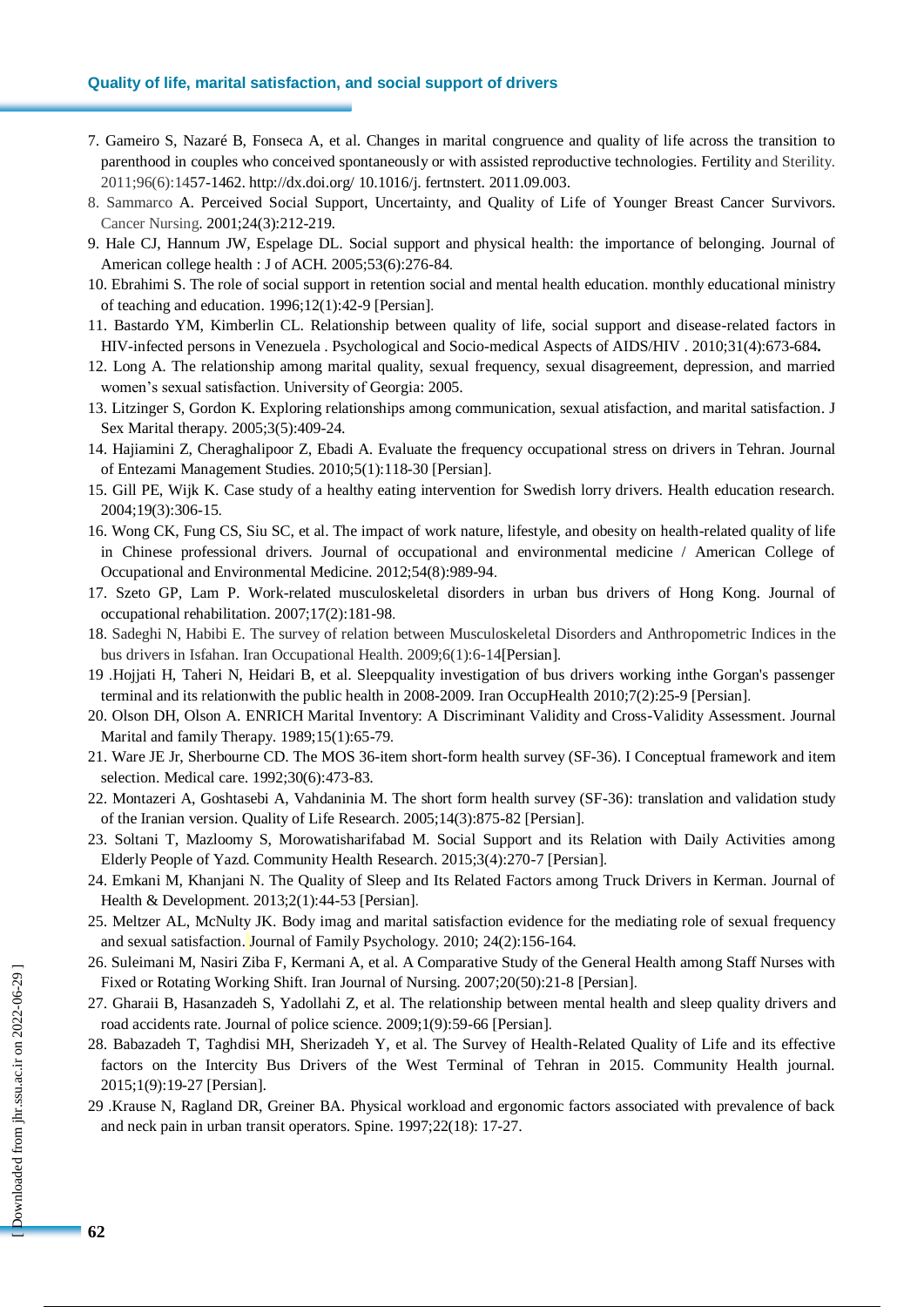7. Gameiro S, Nazaré B, Fonseca A, et al. Changes in marital congruence and quality of life across the transition to parenthood in couples who conceived spontaneously or with assisted reproductive technologies. Fertility and Sterility. 2011;96(6):1457-1462. http://dx.doi.org/ 10.1016/j. fertnstert. 2011.09.003.
8. Sammarco A. Perceived Social Support, Uncertainty, and Quality of Life of Younger Breast Cancer Survivors. Cancer Nursing. 2001;24(3):212-219.
9. Hale CJ, Hannum JW, Espelage DL. Social support and physical health: the importance of belonging. Journal of American college health : J of ACH. 2005;53(6):276-84.
10. Ebrahimi S. The role of social support in retention social and mental health education. monthly educational ministry of teaching and education. 1996;12(1):42-9 [Persian].
11. Bastardo YM, Kimberlin CL. Relationship between quality of life, social support and disease-related factors in HIV-infected persons in Venezuela . Psychological and Socio-medical Aspects of AIDS/HIV . 2010;31(4):673-684**.**
12. Long A. The relationship among marital quality, sexual frequency, sexual disagreement, depression, and married women's sexual satisfaction. University of Georgia: 2005.
13. Litzinger S, Gordon K. Exploring relationships among communication, sexual atisfaction, and marital satisfaction. J Sex Marital therapy. 2005;3(5):409-24.
14. Hajiamini Z, Cheraghalipoor Z, Ebadi A. Evaluate the frequency occupational stress on drivers in Tehran. Journal of Entezami Management Studies. 2010;5(1):118-30 [Persian].
15. Gill PE, Wijk K. Case study of a healthy eating intervention for Swedish lorry drivers. Health education research. 2004;19(3):306-15.
16. Wong CK, Fung CS, Siu SC, et al. The impact of work nature, lifestyle, and obesity on health-related quality of life in Chinese professional drivers. Journal of occupational and environmental medicine / American College of Occupational and Environmental Medicine. 2012;54(8):989-94.
17. Szeto GP, Lam P. Work-related musculoskeletal disorders in urban bus drivers of Hong Kong. Journal of occupational rehabilitation. 2007;17(2):181-98.
18. Sadeghi N, Habibi E. The survey of relation between Musculoskeletal Disorders and Anthropometric Indices in the bus drivers in Isfahan. Iran Occupational Health. 2009;6(1):6-14[Persian].
19 .Hojjati H, Taheri N, Heidari B, et al. Sleepquality investigation of bus drivers working inthe Gorgan's passenger terminal and its relationwith the public health in 2008-2009. Iran OccupHealth 2010;7(2):25-9 [Persian].
20. Olson DH, Olson A. ENRICH Marital Inventory: A Discriminant Validity and Cross-Validity Assessment. Journal Marital and family Therapy. 1989;15(1):65-79.
21. Ware JE Jr, Sherbourne CD. The MOS 36-item short-form health survey (SF-36). I Conceptual framework and item selection. Medical care. 1992;30(6):473-83.
22. Montazeri A, Goshtasebi A, Vahdaninia M. The short form health survey (SF-36): translation and validation study of the Iranian version. Quality of Life Research. 2005;14(3):875-82 [Persian].
23. Soltani T, Mazloomy S, Morowatisharifabad M. Social Support and its Relation with Daily Activities among Elderly People of Yazd. Community Health Research. 2015;3(4):270-7 [Persian].
24. Emkani M, Khanjani N. The Quality of Sleep and Its Related Factors among Truck Drivers in Kerman. Journal of Health & Development. 2013;2(1):44-53 [Persian].
25. Meltzer AL, McNulty JK. Body imag and marital satisfaction evidence for the mediating role of sexual frequency and sexual satisfaction. Journal of Family Psychology. 2010; 24(2):156-164.
26. Suleimani M, Nasiri Ziba F, Kermani A, et al. A Comparative Study of the General Health among Staff Nurses with Fixed or Rotating Working Shift. Iran Journal of Nursing. 2007;20(50):21-8 [Persian].
27. Gharaii B, Hasanzadeh S, Yadollahi Z, et al. The relationship between mental health and sleep quality drivers and road accidents rate. Journal of police science. 2009;1(9):59-66 [Persian].
28. Babazadeh T, Taghdisi MH, Sherizadeh Y, et al. The Survey of Health-Related Quality of Life and its effective factors on the Intercity Bus Drivers of the West Terminal of Tehran in 2015. Community Health journal. 2015;1(9):19-27 [Persian].
29 .Krause N, Ragland DR, Greiner BA. Physical workload and ergonomic factors associated with prevalence of back and neck pain in urban transit operators. Spine. 1997;22(18): 17-27.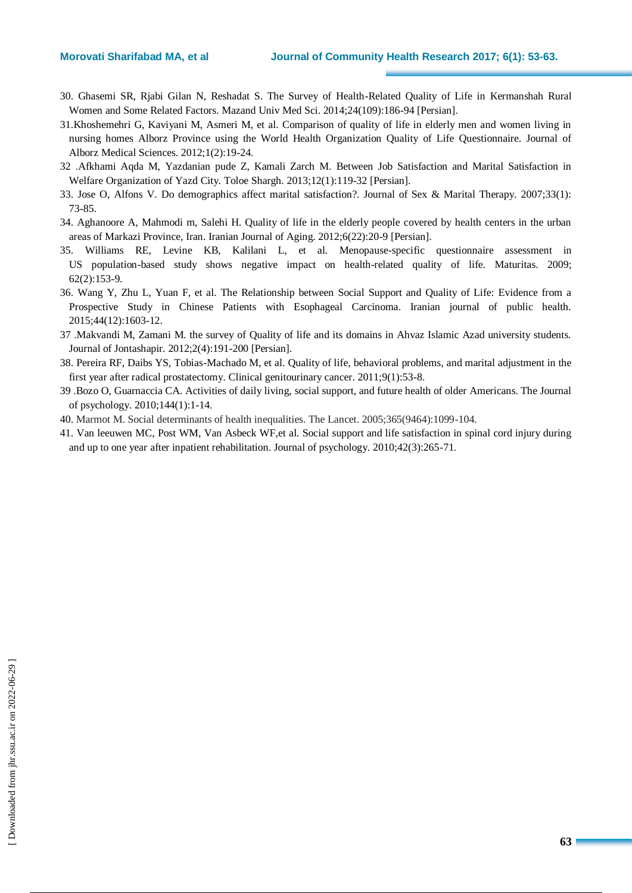30. Ghasemi SR, Rjabi Gilan N, Reshadat S. The Survey of Health-Related Quality of Life in Kermanshah Rural Women and Some Related Factors. Mazand Univ Med Sci. 2014;24(109):186-94 [Persian].

31. Khoshemehri G, Kaviyani M, Asmeri M, et al. Comparison of quality of life in elderly men and women living in nursing homes Alborz Province using the World Health Organization Quality of Life Questionnaire. Journal of Alborz Medical Sciences. 2012;1(2):19-24.

32. Afkhami Aqda M, Yazdanian pude Z, Kamali Zarch M. Between Job Satisfaction and Marital Satisfaction in Welfare Organization of Yazd City. Toloe Shargh. 2013;12(1):119-32 [Persian].

33. Jose O, Alfons V. Do demographics affect marital satisfaction?. Journal of Sex & Marital Therapy. 2007;33(1): 73-85.

34. Aghanoore A, Mahmodi m, Salehi H. Quality of life in the elderly people covered by health centers in the urban areas of Markazi Province, Iran. Iranian Journal of Aging. 2012;6(22):20-9 [Persian].

35. Williams RE, Levine KB, Kalilani L, et al. Menopause-specific questionnaire assessment in US population-based study shows negative impact on health-related quality of life. Maturitas. 2009; 62(2):153-9.

36. Wang Y, Zhu L, Yuan F, et al. The Relationship between Social Support and Quality of Life: Evidence from a Prospective Study in Chinese Patients with Esophageal Carcinoma. Iranian journal of public health. 2015;44(12):1603-12.

37. Makvandi M, Zamani M. the survey of Quality of life and its domains in Ahvaz Islamic Azad university students. Journal of Jontashapir. 2012;2(4):191-200 [Persian].

38. Pereira RF, Daibs YS, Tobias-Machado M, et al. Quality of life, behavioral problems, and marital adjustment in the first year after radical prostatectomy. Clinical genitourinary cancer. 2011;9(1):53-8.

39. Bozo O, Guarnaccia CA. Activities of daily living, social support, and future health of older Americans. The Journal of psychology. 2010;144(1):1-14.

40. Marmot M. Social determinants of health inequalities. The Lancet. 2005;365(9464):1099-104.

41. Van leeuwen MC, Post WM, Van Asbeck WF,et al. Social support and life satisfaction in spinal cord injury during and up to one year after inpatient rehabilitation. Journal of psychology. 2010;42(3):265-71.